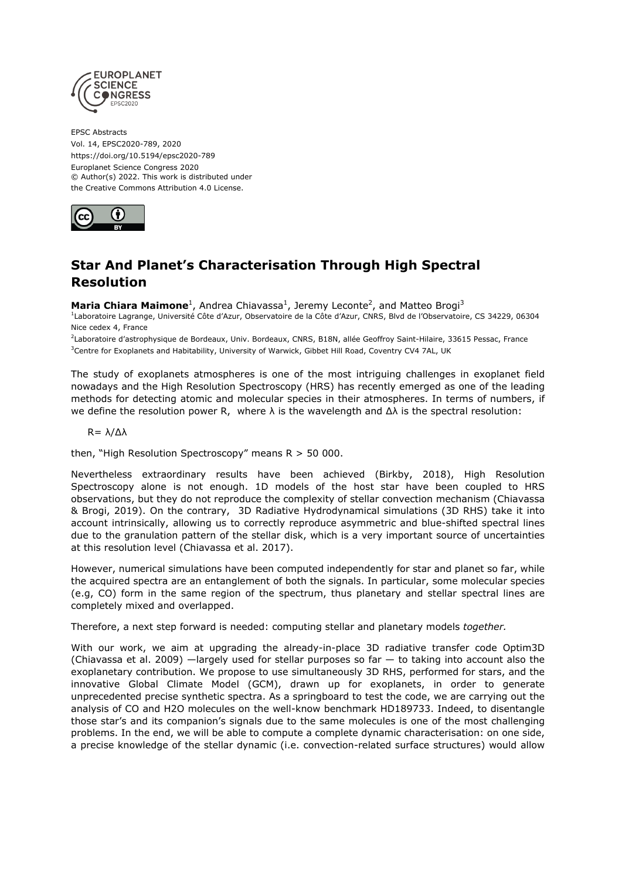EPSC Abstracts
Vol. 14, EPSC2020-789, 2020
https://doi.org/10.5194/epsc2020-789
Europlanet Science Congress 2020
© Author(s) 2022. This work is distributed under
the Creative Commons Attribution 4.0 License.

# Star And Planet's Characterisation Through High Spectral Resolution

**Maria Chiara Maimone**[1], Andrea Chiavassa[1], Jeremy Leconte[2], and Matteo Brogi[3]

[1]Laboratoire Lagrange, Université Côte d'Azur, Observatoire de la Côte d'Azur, CNRS, Blvd de l'Observatoire, CS 34229, 06304 Nice cedex 4, France

[2]Laboratoire d'astrophysique de Bordeaux, Univ. Bordeaux, CNRS, B18N, allée Geoffroy Saint-Hilaire, 33615 Pessac, France

[3]Centre for Exoplanets and Habitability, University of Warwick, Gibbet Hill Road, Coventry CV4 7AL, UK

The study of exoplanets atmospheres is one of the most intriguing challenges in exoplanet field nowadays and the High Resolution Spectroscopy (HRS) has recently emerged as one of the leading methods for detecting atomic and molecular species in their atmospheres. In terms of numbers, if we define the resolution power R, where $\lambda$ is the wavelength and $\Delta\lambda$ is the spectral resolution:

$$R = \lambda/\Delta\lambda$$

then, "High Resolution Spectroscopy" means R > 50 000.

Nevertheless extraordinary results have been achieved (Birkby, 2018), High Resolution Spectroscopy alone is not enough. 1D models of the host star have been coupled to HRS observations, but they do not reproduce the complexity of stellar convection mechanism (Chiavassa & Brogi, 2019). On the contrary, 3D Radiative Hydrodynamical simulations (3D RHS) take it into account intrinsically, allowing us to correctly reproduce asymmetric and blue-shifted spectral lines due to the granulation pattern of the stellar disk, which is a very important source of uncertainties at this resolution level (Chiavassa et al. 2017).

However, numerical simulations have been computed independently for star and planet so far, while the acquired spectra are an entanglement of both the signals. In particular, some molecular species (e.g, CO) form in the same region of the spectrum, thus planetary and stellar spectral lines are completely mixed and overlapped.

Therefore, a next step forward is needed: computing stellar and planetary models *together.*

With our work, we aim at upgrading the already-in-place 3D radiative transfer code Optim3D (Chiavassa et al. 2009) —largely used for stellar purposes so far — to taking into account also the exoplanetary contribution. We propose to use simultaneously 3D RHS, performed for stars, and the innovative Global Climate Model (GCM), drawn up for exoplanets, in order to generate unprecedented precise synthetic spectra. As a springboard to test the code, we are carrying out the analysis of CO and $H_2O$ molecules on the well-know benchmark HD189733. Indeed, to disentangle those star's and its companion's signals due to the same molecules is one of the most challenging problems. In the end, we will be able to compute a complete dynamic characterisation: on one side, a precise knowledge of the stellar dynamic (i.e. convection-related surface structures) would allow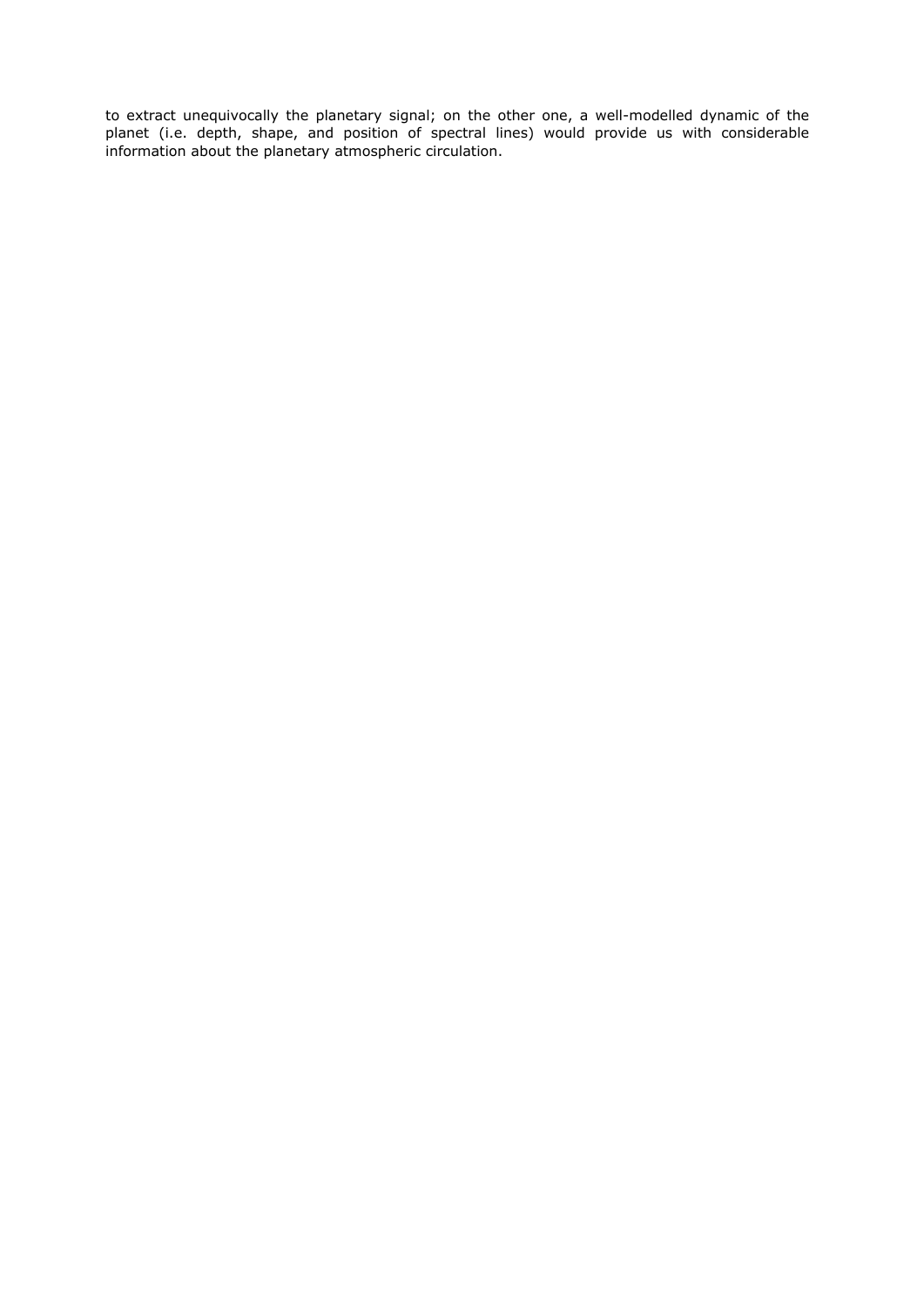to extract unequivocally the planetary signal; on the other one, a well-modelled dynamic of the planet (i.e. depth, shape, and position of spectral lines) would provide us with considerable information about the planetary atmospheric circulation.